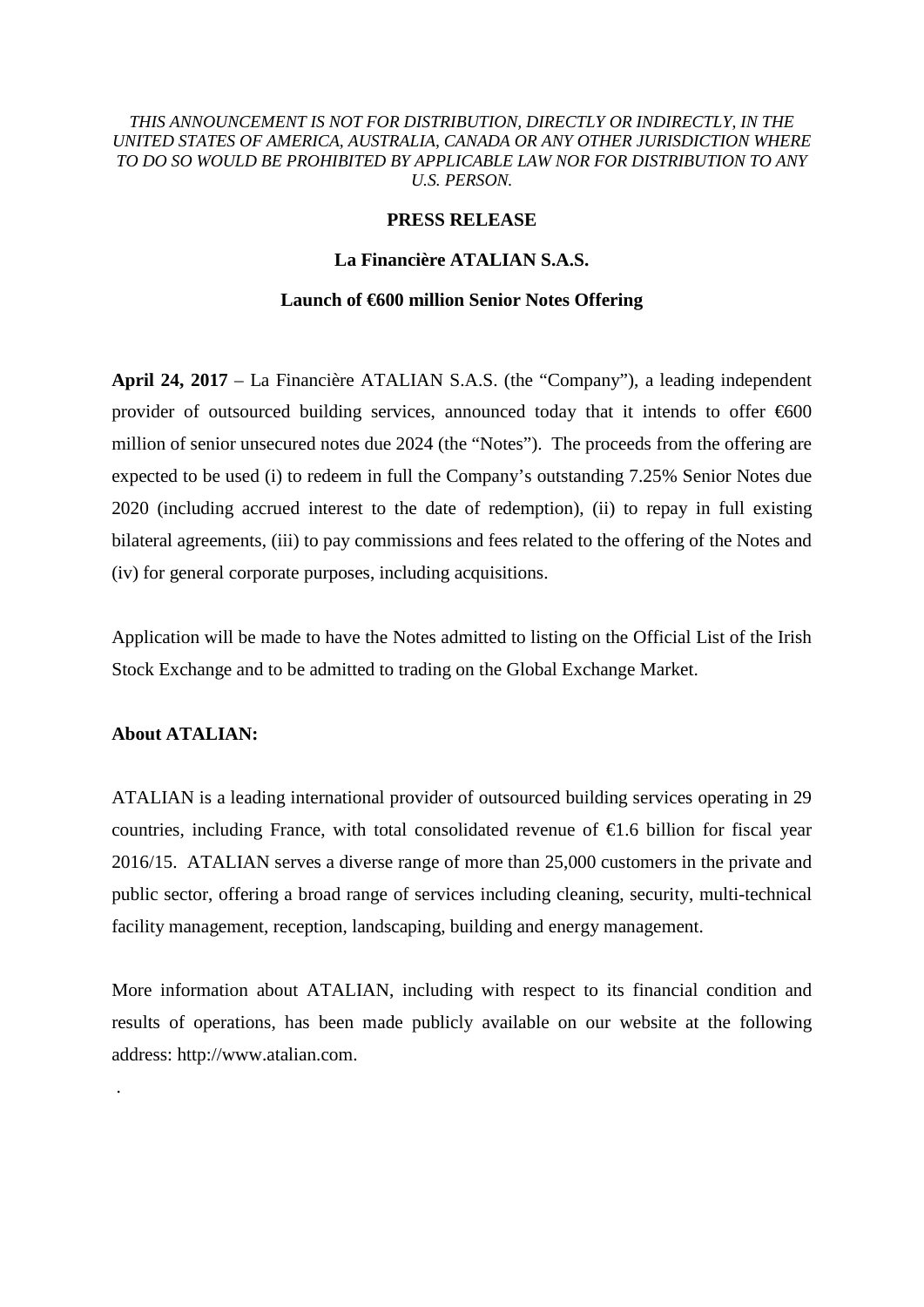*THIS ANNOUNCEMENT IS NOT FOR DISTRIBUTION, DIRECTLY OR INDIRECTLY, IN THE UNITED STATES OF AMERICA, AUSTRALIA, CANADA OR ANY OTHER JURISDICTION WHERE TO DO SO WOULD BE PROHIBITED BY APPLICABLE LAW NOR FOR DISTRIBUTION TO ANY U.S. PERSON.*

**PRESS RELEASE**

**La Financière ATALIAN S.A.S.**

**Launch of €600 million Senior Notes Offering**

**April 24, 2017** – La Financière ATALIAN S.A.S. (the "Company"), a leading independent provider of outsourced building services, announced today that it intends to offer €600 million of senior unsecured notes due 2024 (the "Notes"). The proceeds from the offering are expected to be used (i) to redeem in full the Company's outstanding 7.25% Senior Notes due 2020 (including accrued interest to the date of redemption), (ii) to repay in full existing bilateral agreements, (iii) to pay commissions and fees related to the offering of the Notes and (iv) for general corporate purposes, including acquisitions.

Application will be made to have the Notes admitted to listing on the Official List of the Irish Stock Exchange and to be admitted to trading on the Global Exchange Market.

**About ATALIAN:**

ATALIAN is a leading international provider of outsourced building services operating in 29 countries, including France, with total consolidated revenue of €1.6 billion for fiscal year 2016/15. ATALIAN serves a diverse range of more than 25,000 customers in the private and public sector, offering a broad range of services including cleaning, security, multi-technical facility management, reception, landscaping, building and energy management.

More information about ATALIAN, including with respect to its financial condition and results of operations, has been made publicly available on our website at the following address: http://www.atalian.com.

.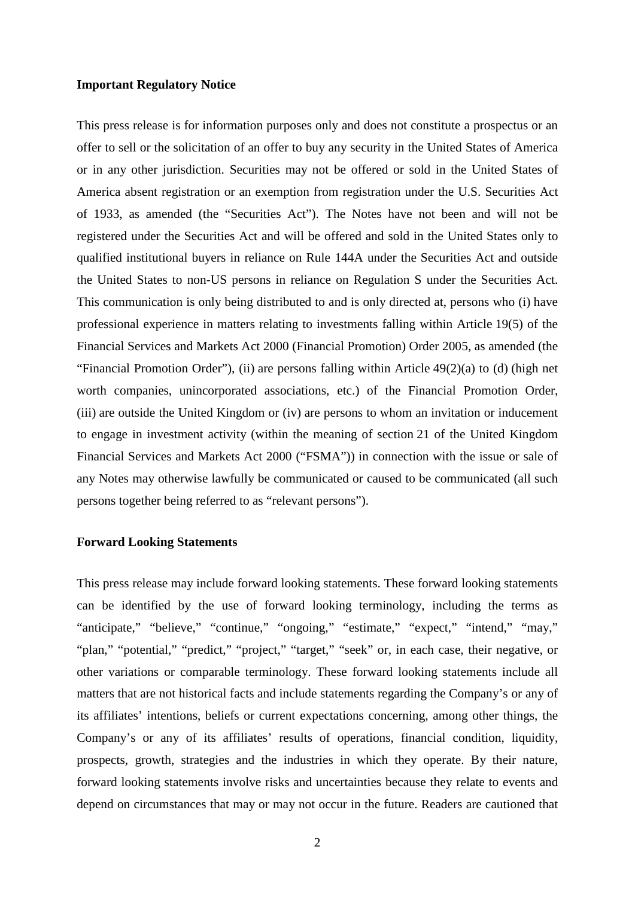**Important Regulatory Notice**

This press release is for information purposes only and does not constitute a prospectus or an offer to sell or the solicitation of an offer to buy any security in the United States of America or in any other jurisdiction. Securities may not be offered or sold in the United States of America absent registration or an exemption from registration under the U.S. Securities Act of 1933, as amended (the "Securities Act"). The Notes have not been and will not be registered under the Securities Act and will be offered and sold in the United States only to qualified institutional buyers in reliance on Rule 144A under the Securities Act and outside the United States to non-US persons in reliance on Regulation S under the Securities Act. This communication is only being distributed to and is only directed at, persons who (i) have professional experience in matters relating to investments falling within Article 19(5) of the Financial Services and Markets Act 2000 (Financial Promotion) Order 2005, as amended (the "Financial Promotion Order"), (ii) are persons falling within Article 49(2)(a) to (d) (high net worth companies, unincorporated associations, etc.) of the Financial Promotion Order, (iii) are outside the United Kingdom or (iv) are persons to whom an invitation or inducement to engage in investment activity (within the meaning of section 21 of the United Kingdom Financial Services and Markets Act 2000 ("FSMA")) in connection with the issue or sale of any Notes may otherwise lawfully be communicated or caused to be communicated (all such persons together being referred to as "relevant persons").

**Forward Looking Statements**

This press release may include forward looking statements. These forward looking statements can be identified by the use of forward looking terminology, including the terms as "anticipate," "believe," "continue," "ongoing," "estimate," "expect," "intend," "may," "plan," "potential," "predict," "project," "target," "seek" or, in each case, their negative, or other variations or comparable terminology. These forward looking statements include all matters that are not historical facts and include statements regarding the Company's or any of its affiliates' intentions, beliefs or current expectations concerning, among other things, the Company's or any of its affiliates' results of operations, financial condition, liquidity, prospects, growth, strategies and the industries in which they operate. By their nature, forward looking statements involve risks and uncertainties because they relate to events and depend on circumstances that may or may not occur in the future. Readers are cautioned that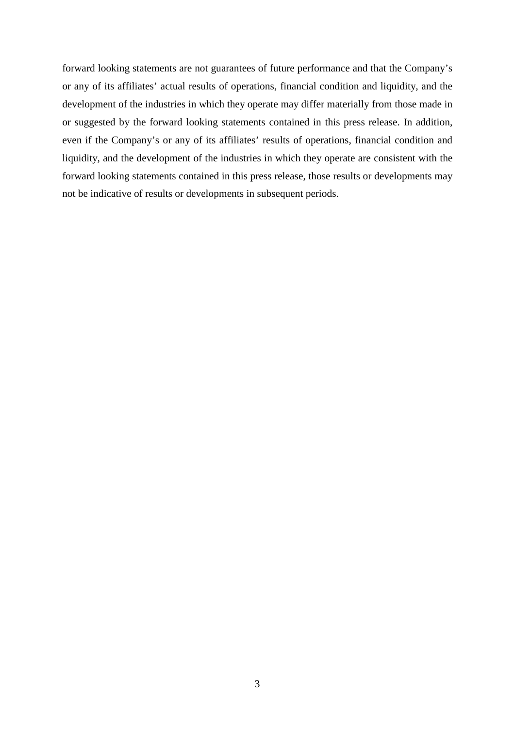forward looking statements are not guarantees of future performance and that the Company's or any of its affiliates' actual results of operations, financial condition and liquidity, and the development of the industries in which they operate may differ materially from those made in or suggested by the forward looking statements contained in this press release. In addition, even if the Company's or any of its affiliates' results of operations, financial condition and liquidity, and the development of the industries in which they operate are consistent with the forward looking statements contained in this press release, those results or developments may not be indicative of results or developments in subsequent periods.